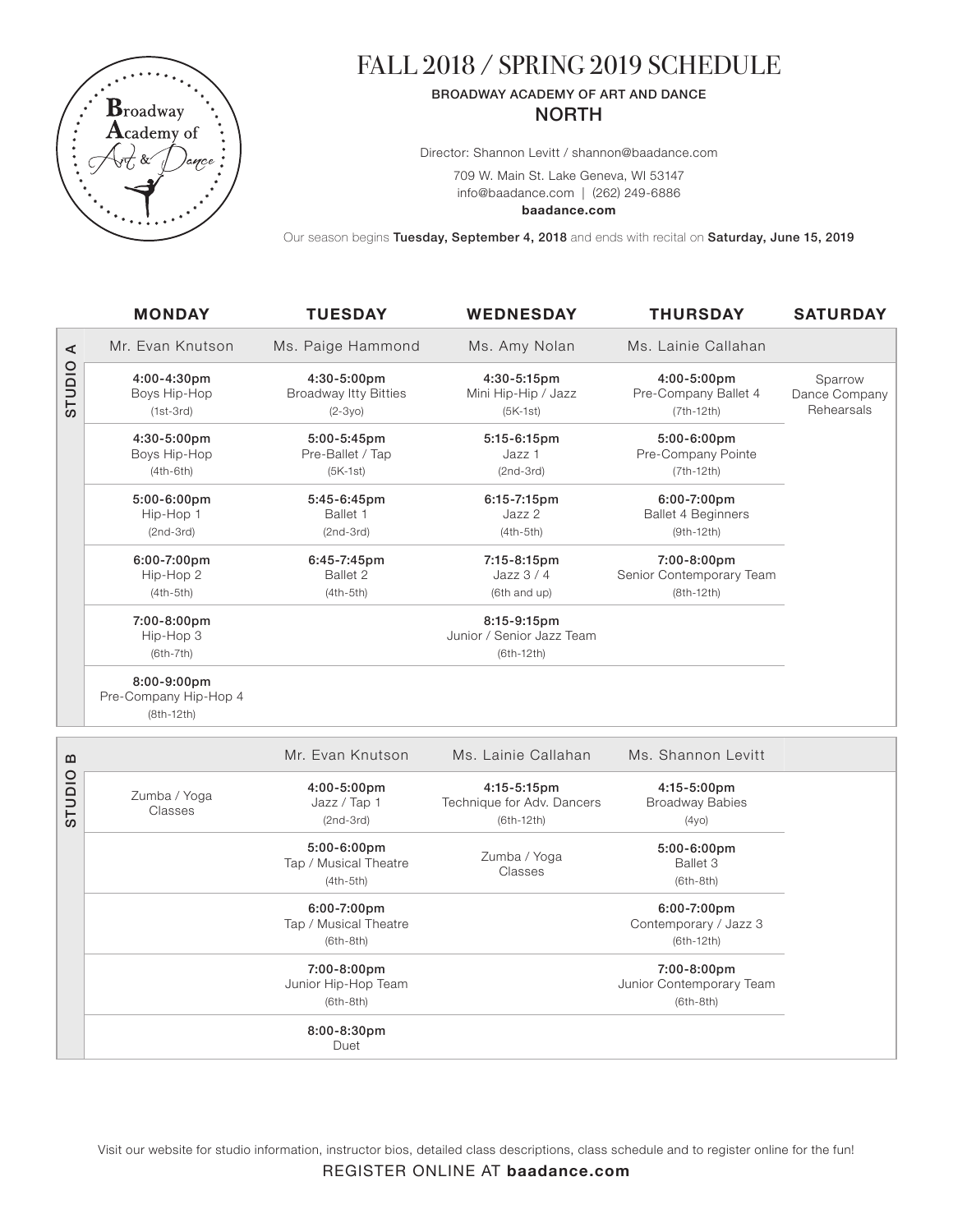# FALL 2018 / SPRING 2019 SCHEDULE

BROADWAY ACADEMY OF ART AND DANCE

## NORTH

Director: Shannon Levitt / shannon@baadance.com

709 W. Main St. Lake Geneva, WI 53147

info@baadance.com | (262) 249-6886

**baadance.com**

Our season begins **Tuesday, September 4, 2018** and ends with recital on **Saturday, June 15, 2019**

### STUDIO A

| MONDAY | TUESDAY | WEDNESDAY | THURSDAY | SATURDAY |
|---|---|---|---|---|
| Mr. Evan Knutson | Ms. Paige Hammond | Ms. Amy Nolan | Ms. Lainie Callahan | |
| **4:00-4:30pm** Boys Hip-Hop (1st-3rd) | **4:30-5:00pm** Broadway Itty Bitties (2-3yo) | **4:30-5:15pm** Mini Hip-Hip / Jazz (5K-1st) | **4:00-5:00pm** Pre-Company Ballet 4 (7th-12th) | Sparrow Dance Company Rehearsals |
| **4:30-5:00pm** Boys Hip-Hop (4th-6th) | **5:00-5:45pm** Pre-Ballet / Tap (5K-1st) | **5:15-6:15pm** Jazz 1 (2nd-3rd) | **5:00-6:00pm** Pre-Company Pointe (7th-12th) | |
| **5:00-6:00pm** Hip-Hop 1 (2nd-3rd) | **5:45-6:45pm** Ballet 1 (2nd-3rd) | **6:15-7:15pm** Jazz 2 (4th-5th) | **6:00-7:00pm** Ballet 4 Beginners (9th-12th) | |
| **6:00-7:00pm** Hip-Hop 2 (4th-5th) | **6:45-7:45pm** Ballet 2 (4th-5th) | **7:15-8:15pm** Jazz 3 / 4 (6th and up) | **7:00-8:00pm** Senior Contemporary Team (8th-12th) | |
| **7:00-8:00pm** Hip-Hop 3 (6th-7th) | | **8:15-9:15pm** Junior / Senior Jazz Team (6th-12th) | | |
| **8:00-9:00pm** Pre-Company Hip-Hop 4 (8th-12th) | | | | |

### STUDIO B

| MONDAY | TUESDAY | WEDNESDAY | THURSDAY | SATURDAY |
|---|---|---|---|---|
| | Mr. Evan Knutson | Ms. Lainie Callahan | Ms. Shannon Levitt | |
| Zumba / Yoga Classes | **4:00-5:00pm** Jazz / Tap 1 (2nd-3rd) | **4:15-5:15pm** Technique for Adv. Dancers (6th-12th) | **4:15-5:00pm** Broadway Babies (4yo) | |
| | **5:00-6:00pm** Tap / Musical Theatre (4th-5th) | Zumba / Yoga Classes | **5:00-6:00pm** Ballet 3 (6th-8th) | |
| | **6:00-7:00pm** Tap / Musical Theatre (6th-8th) | | **6:00-7:00pm** Contemporary / Jazz 3 (6th-12th) | |
| | **7:00-8:00pm** Junior Hip-Hop Team (6th-8th) | | **7:00-8:00pm** Junior Contemporary Team (6th-8th) | |
| | **8:00-8:30pm** Duet | | | |

Visit our website for studio information, instructor bios, detailed class descriptions, class schedule and to register online for the fun!

REGISTER ONLINE AT **baadance.com**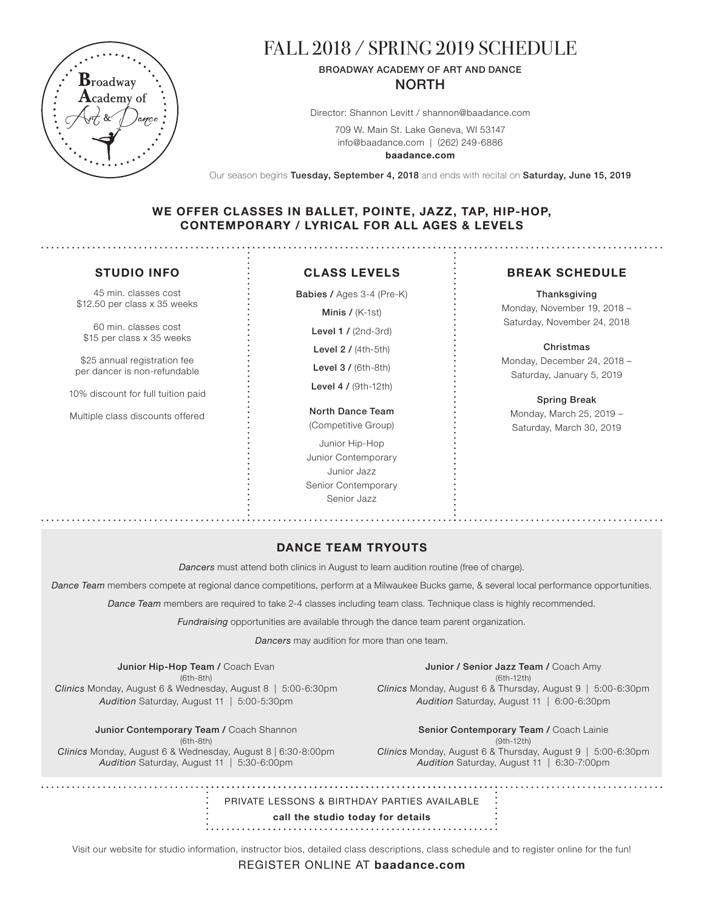# FALL 2018 / SPRING 2019 SCHEDULE

BROADWAY ACADEMY OF ART AND DANCE

## NORTH

Director: Shannon Levitt / shannon@baadance.com

709 W. Main St. Lake Geneva, WI 53147

info@baadance.com | (262) 249-6886

**baadance.com**

Our season begins **Tuesday, September 4, 2018** and ends with recital on **Saturday, June 15, 2019**

**WE OFFER CLASSES IN BALLET, POINTE, JAZZ, TAP, HIP-HOP, CONTEMPORARY / LYRICAL FOR ALL AGES & LEVELS**

### STUDIO INFO

45 min. classes cost $12.50 per class x 35 weeks

60 min. classes cost $15 per class x 35 weeks

$25 annual registration fee per dancer is non-refundable

10% discount for full tuition paid

Multiple class discounts offered

### CLASS LEVELS

**Babies /** Ages 3-4 (Pre-K)

**Minis /** (K-1st)

**Level 1 /** (2nd-3rd)

**Level 2 /** (4th-5th)

**Level 3 /** (6th-8th)

**Level 4 /** (9th-12th)

**North Dance Team**
(Competitive Group)

Junior Hip-Hop
Junior Contemporary
Junior Jazz
Senior Contemporary
Senior Jazz

### BREAK SCHEDULE

**Thanksgiving**
Monday, November 19, 2018 – Saturday, November 24, 2018

**Christmas**
Monday, December 24, 2018 – Saturday, January 5, 2019

**Spring Break**
Monday, March 25, 2019 – Saturday, March 30, 2019

### DANCE TEAM TRYOUTS

*Dancers* must attend both clinics in August to learn audition routine (free of charge).

*Dance Team* members compete at regional dance competitions, perform at a Milwaukee Bucks game, & several local performance opportunities.

*Dance Team* members are required to take 2-4 classes including team class. Technique class is highly recommended.

*Fundraising* opportunities are available through the dance team parent organization.

*Dancers* may audition for more than one team.

**Junior Hip-Hop Team /** Coach Evan
(6th-8th)
*Clinics* Monday, August 6 & Wednesday, August 8 | 5:00-6:30pm
*Audition* Saturday, August 11 | 5:00-5:30pm

**Junior Contemporary Team /** Coach Shannon
(6th-8th)
*Clinics* Monday, August 6 & Wednesday, August 8 | 6:30-8:00pm
*Audition* Saturday, August 11 | 5:30-6:00pm

**Junior / Senior Jazz Team /** Coach Amy
(6th-12th)
*Clinics* Monday, August 6 & Thursday, August 9 | 5:00-6:30pm
*Audition* Saturday, August 11 | 6:00-6:30pm

**Senior Contemporary Team /** Coach Lainie
(9th-12th)
*Clinics* Monday, August 6 & Thursday, August 9 | 5:00-6:30pm
*Audition* Saturday, August 11 | 6:30-7:00pm

PRIVATE LESSONS & BIRTHDAY PARTIES AVAILABLE

**call the studio today for details**

Visit our website for studio information, instructor bios, detailed class descriptions, class schedule and to register online for the fun!

REGISTER ONLINE AT **baadance.com**